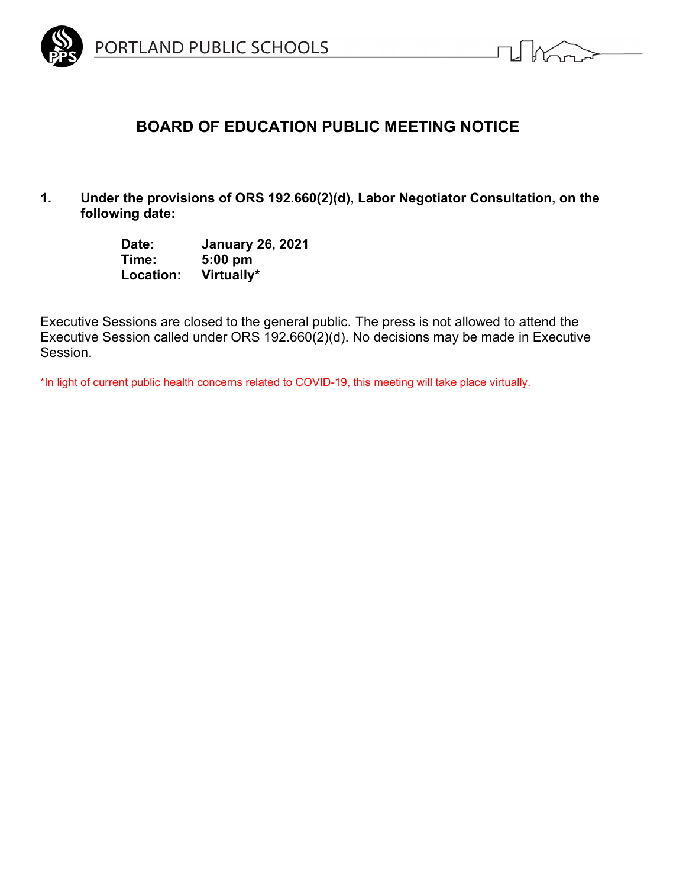PORTLAND PUBLIC SCHOOLS

# BOARD OF EDUCATION PUBLIC MEETING NOTICE

1. **Under the provisions of ORS 192.660(2)(d), Labor Negotiator Consultation, on the following date:**

   **Date:** **January 26, 2021**
   **Time:** **5:00 pm**
   **Location:** **Virtually***

Executive Sessions are closed to the general public. The press is not allowed to attend the Executive Session called under ORS 192.660(2)(d). No decisions may be made in Executive Session.

*In light of current public health concerns related to COVID-19, this meeting will take place virtually.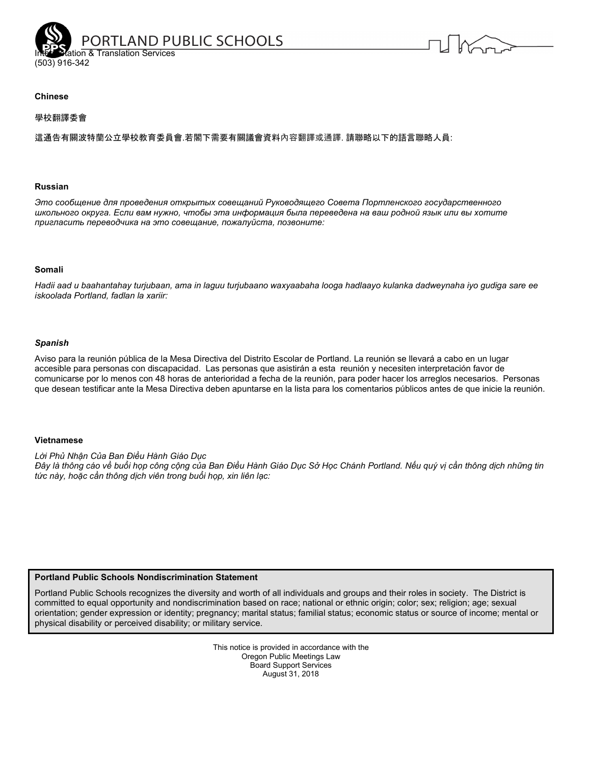PORTLAND PUBLIC SCHOOLS

Interpretation & Translation Services
(503) 916-342

**Chinese**

學校翻譯委會

這通告有關波特蘭公立學校教育委員會.若閣下需要有關議會資料內容翻譯或通譯. 請聯略以下的語言聯略人員:

**Russian**

*Это сообщение для проведения открытых совещаний Руководящего Совета Портленского государственного школьного округа. Если вам нужно, чтобы эта информация была переведена на ваш родной язык или вы хотите пригласить переводчика на это совещание, пожалуйста, позвоните:*

**Somali**

*Hadii aad u baahantahay turjubaan, ama in laguu turjubaano waxyaabaha looga hadlaayo kulanka dadweynaha iyo gudiga sare ee iskoolada Portland, fadlan la xariir:*

***Spanish***

Aviso para la reunión pública de la Mesa Directiva del Distrito Escolar de Portland. La reunión se llevará a cabo en un lugar accesible para personas con discapacidad. Las personas que asistirán a esta reunión y necesiten interpretación favor de comunicarse por lo menos con 48 horas de anterioridad a fecha de la reunión, para poder hacer los arreglos necesarios. Personas que desean testificar ante la Mesa Directiva deben apuntarse en la lista para los comentarios públicos antes de que inicie la reunión.

**Vietnamese**

*Lời Phủ Nhận Của Ban Điều Hành Giáo Dục*
*Đây là thông cáo về buổi họp công cộng của Ban Điều Hành Giáo Dục Sở Học Chánh Portland. Nếu quý vị cần thông dịch những tin tức này, hoặc cần thông dịch viên trong buổi họp, xin liên lạc:*

**Portland Public Schools Nondiscrimination Statement**

Portland Public Schools recognizes the diversity and worth of all individuals and groups and their roles in society. The District is committed to equal opportunity and nondiscrimination based on race; national or ethnic origin; color; sex; religion; age; sexual orientation; gender expression or identity; pregnancy; marital status; familial status; economic status or source of income; mental or physical disability or perceived disability; or military service.

This notice is provided in accordance with the
Oregon Public Meetings Law
Board Support Services
August 31, 2018